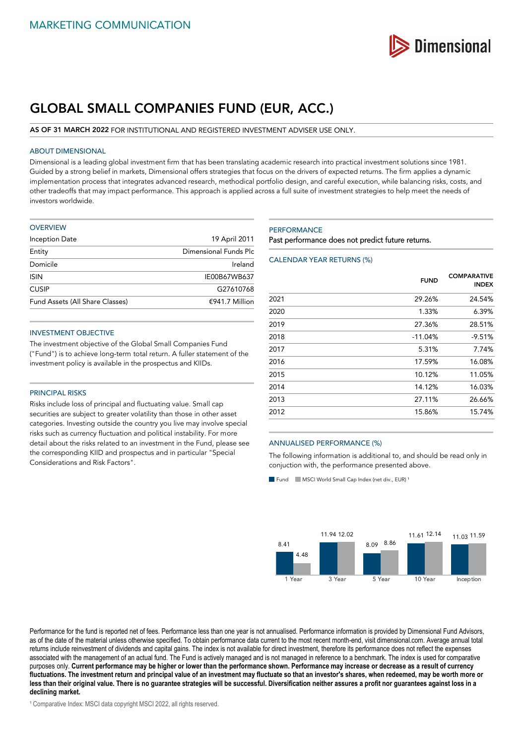MARKETING COMMUNICATION

# GLOBAL SMALL COMPANIES FUND (EUR, ACC.)

**AS OF 31 MARCH 2022** FOR INSTITUTIONAL AND REGISTERED INVESTMENT ADVISER USE ONLY.

## ABOUT DIMENSIONAL

Dimensional is a leading global investment firm that has been translating academic research into practical investment solutions since 1981. Guided by a strong belief in markets, Dimensional offers strategies that focus on the drivers of expected returns. The firm applies a dynamic implementation process that integrates advanced research, methodical portfolio design, and careful execution, while balancing risks, costs, and other tradeoffs that may impact performance. This approach is applied across a full suite of investment strategies to help meet the needs of investors worldwide.

## OVERVIEW

| | |
|---|---|
| Inception Date | 19 April 2011 |
| Entity | Dimensional Funds Plc |
| Domicile | Ireland |
| ISIN | IE00B67WB637 |
| CUSIP | G27610768 |
| Fund Assets (All Share Classes) | €941.7 Million |

## INVESTMENT OBJECTIVE

The investment objective of the Global Small Companies Fund ("Fund") is to achieve long-term total return. A fuller statement of the investment policy is available in the prospectus and KIIDs.

## PRINCIPAL RISKS

Risks include loss of principal and fluctuating value. Small cap securities are subject to greater volatility than those in other asset categories. Investing outside the country you live may involve special risks such as currency fluctuation and political instability. For more detail about the risks related to an investment in the Fund, please see the corresponding KIID and prospectus and in particular "Special Considerations and Risk Factors".

## PERFORMANCE

Past performance does not predict future returns.

### CALENDAR YEAR RETURNS (%)

| | FUND | COMPARATIVE INDEX |
|---|---|---|
| 2021 | 29.26% | 24.54% |
| 2020 | 1.33% | 6.39% |
| 2019 | 27.36% | 28.51% |
| 2018 | -11.04% | -9.51% |
| 2017 | 5.31% | 7.74% |
| 2016 | 17.59% | 16.08% |
| 2015 | 10.12% | 11.05% |
| 2014 | 14.12% | 16.03% |
| 2013 | 27.11% | 26.66% |
| 2012 | 15.86% | 15.74% |

### ANNUALISED PERFORMANCE (%)

The following information is additional to, and should be read only in conjuction with, the performance presented above.

| | Fund | MSCI World Small Cap Index (net div., EUR) [1] |
|---|---|---|
| 1 Year | 8.41 | 4.48 |
| 3 Year | 11.94 | 12.02 |
| 5 Year | 8.09 | 8.86 |
| 10 Year | 11.61 | 12.14 |
| Inception | 11.03 | 11.59 |

Performance for the fund is reported net of fees. Performance less than one year is not annualised. Performance information is provided by Dimensional Fund Advisors, as of the date of the material unless otherwise specified. To obtain performance data current to the most recent month-end, visit dimensional.com. Average annual total returns include reinvestment of dividends and capital gains. The index is not available for direct investment, therefore its performance does not reflect the expenses associated with the management of an actual fund. The Fund is actively managed and is not managed in reference to a benchmark. The index is used for comparative purposes only. **Current performance may be higher or lower than the performance shown. Performance may increase or decrease as a result of currency fluctuations. The investment return and principal value of an investment may fluctuate so that an investor's shares, when redeemed, may be worth more or less than their original value. There is no guarantee strategies will be successful. Diversification neither assures a profit nor guarantees against loss in a declining market.**

[1] Comparative Index: MSCI data copyright MSCI 2022, all rights reserved.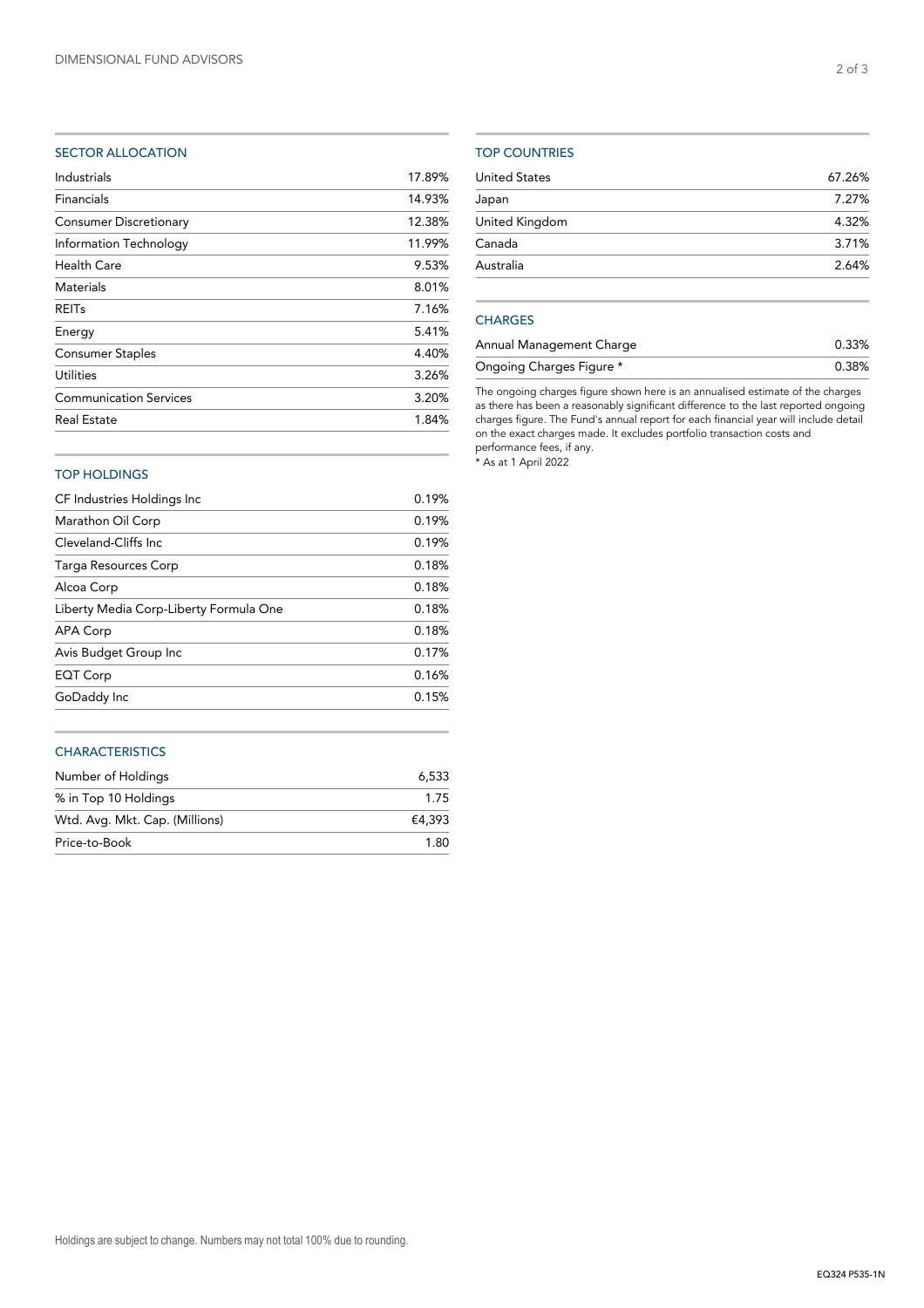## SECTOR ALLOCATION

| Sector | % |
|---|---|
| Industrials | 17.89% |
| Financials | 14.93% |
| Consumer Discretionary | 12.38% |
| Information Technology | 11.99% |
| Health Care | 9.53% |
| Materials | 8.01% |
| REITs | 7.16% |
| Energy | 5.41% |
| Consumer Staples | 4.40% |
| Utilities | 3.26% |
| Communication Services | 3.20% |
| Real Estate | 1.84% |

## TOP HOLDINGS

| Holding | % |
|---|---|
| CF Industries Holdings Inc | 0.19% |
| Marathon Oil Corp | 0.19% |
| Cleveland-Cliffs Inc | 0.19% |
| Targa Resources Corp | 0.18% |
| Alcoa Corp | 0.18% |
| Liberty Media Corp-Liberty Formula One | 0.18% |
| APA Corp | 0.18% |
| Avis Budget Group Inc | 0.17% |
| EQT Corp | 0.16% |
| GoDaddy Inc | 0.15% |

## CHARACTERISTICS

| Characteristic | Value |
|---|---|
| Number of Holdings | 6,533 |
| % in Top 10 Holdings | 1.75 |
| Wtd. Avg. Mkt. Cap. (Millions) | €4,393 |
| Price-to-Book | 1.80 |

## TOP COUNTRIES

| Country | % |
|---|---|
| United States | 67.26% |
| Japan | 7.27% |
| United Kingdom | 4.32% |
| Canada | 3.71% |
| Australia | 2.64% |

## CHARGES

| Charge | % |
|---|---|
| Annual Management Charge | 0.33% |
| Ongoing Charges Figure * | 0.38% |

The ongoing charges figure shown here is an annualised estimate of the charges as there has been a reasonably significant difference to the last reported ongoing charges figure. The Fund's annual report for each financial year will include detail on the exact charges made. It excludes portfolio transaction costs and performance fees, if any.

* As at 1 April 2022

Holdings are subject to change. Numbers may not total 100% due to rounding.

EQ324 P535-1N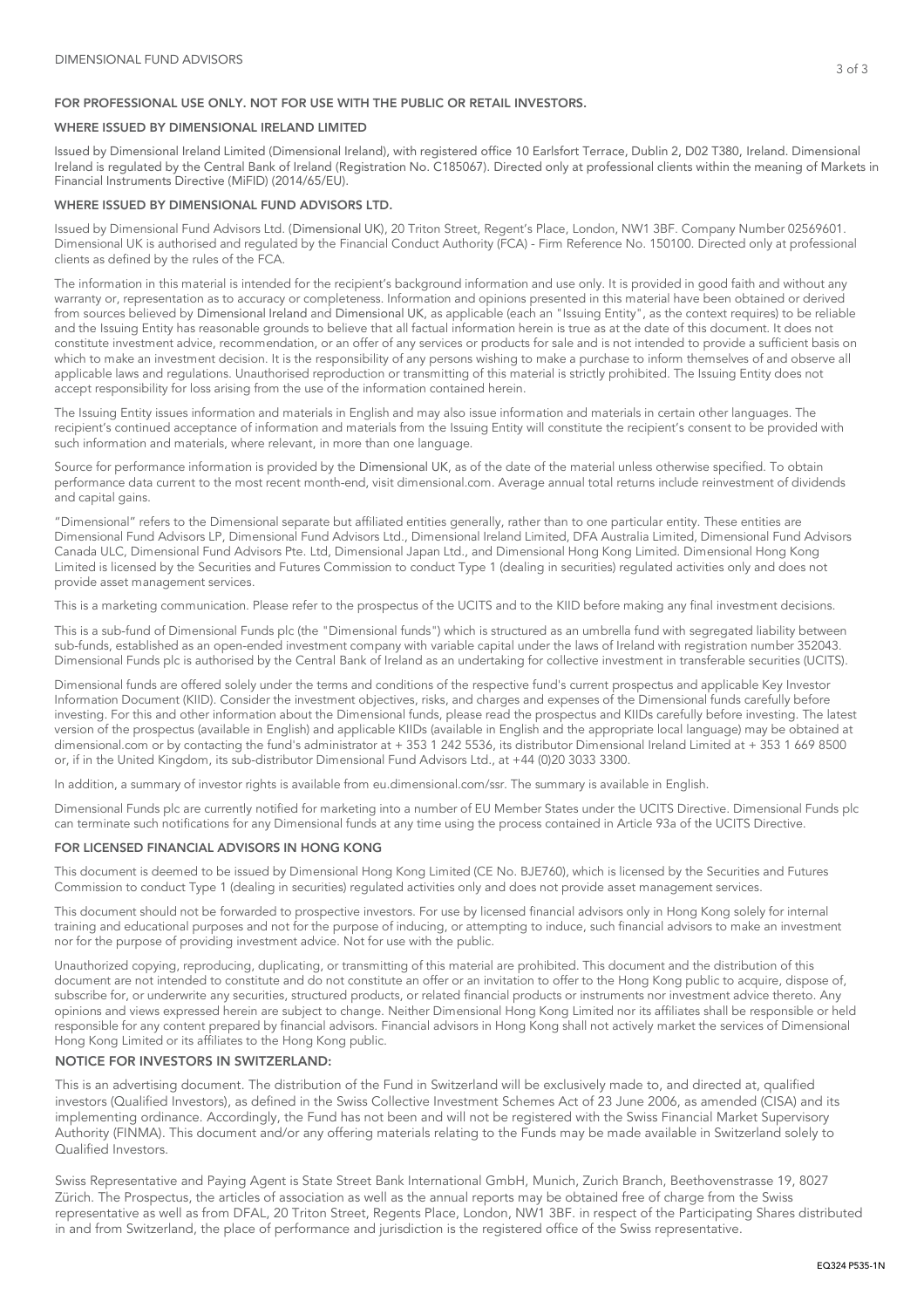**FOR PROFESSIONAL USE ONLY. NOT FOR USE WITH THE PUBLIC OR RETAIL INVESTORS.**

**WHERE ISSUED BY DIMENSIONAL IRELAND LIMITED**

Issued by Dimensional Ireland Limited (Dimensional Ireland), with registered office 10 Earlsfort Terrace, Dublin 2, D02 T380, Ireland. Dimensional Ireland is regulated by the Central Bank of Ireland (Registration No. C185067). Directed only at professional clients within the meaning of Markets in Financial Instruments Directive (MiFID) (2014/65/EU).

**WHERE ISSUED BY DIMENSIONAL FUND ADVISORS LTD.**

Issued by Dimensional Fund Advisors Ltd. (Dimensional UK), 20 Triton Street, Regent's Place, London, NW1 3BF. Company Number 02569601. Dimensional UK is authorised and regulated by the Financial Conduct Authority (FCA) - Firm Reference No. 150100. Directed only at professional clients as defined by the rules of the FCA.

The information in this material is intended for the recipient's background information and use only. It is provided in good faith and without any warranty or, representation as to accuracy or completeness. Information and opinions presented in this material have been obtained or derived from sources believed by Dimensional Ireland and Dimensional UK, as applicable (each an "Issuing Entity", as the context requires) to be reliable and the Issuing Entity has reasonable grounds to believe that all factual information herein is true as at the date of this document. It does not constitute investment advice, recommendation, or an offer of any services or products for sale and is not intended to provide a sufficient basis on which to make an investment decision. It is the responsibility of any persons wishing to make a purchase to inform themselves of and observe all applicable laws and regulations. Unauthorised reproduction or transmitting of this material is strictly prohibited. The Issuing Entity does not accept responsibility for loss arising from the use of the information contained herein.

The Issuing Entity issues information and materials in English and may also issue information and materials in certain other languages. The recipient's continued acceptance of information and materials from the Issuing Entity will constitute the recipient's consent to be provided with such information and materials, where relevant, in more than one language.

Source for performance information is provided by the Dimensional UK, as of the date of the material unless otherwise specified. To obtain performance data current to the most recent month-end, visit dimensional.com. Average annual total returns include reinvestment of dividends and capital gains.

"Dimensional" refers to the Dimensional separate but affiliated entities generally, rather than to one particular entity. These entities are Dimensional Fund Advisors LP, Dimensional Fund Advisors Ltd., Dimensional Ireland Limited, DFA Australia Limited, Dimensional Fund Advisors Canada ULC, Dimensional Fund Advisors Pte. Ltd, Dimensional Japan Ltd., and Dimensional Hong Kong Limited. Dimensional Hong Kong Limited is licensed by the Securities and Futures Commission to conduct Type 1 (dealing in securities) regulated activities only and does not provide asset management services.

This is a marketing communication. Please refer to the prospectus of the UCITS and to the KIID before making any final investment decisions.

This is a sub-fund of Dimensional Funds plc (the "Dimensional funds") which is structured as an umbrella fund with segregated liability between sub-funds, established as an open-ended investment company with variable capital under the laws of Ireland with registration number 352043. Dimensional Funds plc is authorised by the Central Bank of Ireland as an undertaking for collective investment in transferable securities (UCITS).

Dimensional funds are offered solely under the terms and conditions of the respective fund's current prospectus and applicable Key Investor Information Document (KIID). Consider the investment objectives, risks, and charges and expenses of the Dimensional funds carefully before investing. For this and other information about the Dimensional funds, please read the prospectus and KIIDs carefully before investing. The latest version of the prospectus (available in English) and applicable KIIDs (available in English and the appropriate local language) may be obtained at dimensional.com or by contacting the fund's administrator at + 353 1 242 5536, its distributor Dimensional Ireland Limited at + 353 1 669 8500 or, if in the United Kingdom, its sub-distributor Dimensional Fund Advisors Ltd., at +44 (0)20 3033 3300.

In addition, a summary of investor rights is available from eu.dimensional.com/ssr. The summary is available in English.

Dimensional Funds plc are currently notified for marketing into a number of EU Member States under the UCITS Directive. Dimensional Funds plc can terminate such notifications for any Dimensional funds at any time using the process contained in Article 93a of the UCITS Directive.

**FOR LICENSED FINANCIAL ADVISORS IN HONG KONG**

This document is deemed to be issued by Dimensional Hong Kong Limited (CE No. BJE760), which is licensed by the Securities and Futures Commission to conduct Type 1 (dealing in securities) regulated activities only and does not provide asset management services.

This document should not be forwarded to prospective investors. For use by licensed financial advisors only in Hong Kong solely for internal training and educational purposes and not for the purpose of inducing, or attempting to induce, such financial advisors to make an investment nor for the purpose of providing investment advice. Not for use with the public.

Unauthorized copying, reproducing, duplicating, or transmitting of this material are prohibited. This document and the distribution of this document are not intended to constitute and do not constitute an offer or an invitation to offer to the Hong Kong public to acquire, dispose of, subscribe for, or underwrite any securities, structured products, or related financial products or instruments nor investment advice thereto. Any opinions and views expressed herein are subject to change. Neither Dimensional Hong Kong Limited nor its affiliates shall be responsible or held responsible for any content prepared by financial advisors. Financial advisors in Hong Kong shall not actively market the services of Dimensional Hong Kong Limited or its affiliates to the Hong Kong public.

**NOTICE FOR INVESTORS IN SWITZERLAND:**

This is an advertising document. The distribution of the Fund in Switzerland will be exclusively made to, and directed at, qualified investors (Qualified Investors), as defined in the Swiss Collective Investment Schemes Act of 23 June 2006, as amended (CISA) and its implementing ordinance. Accordingly, the Fund has not been and will not be registered with the Swiss Financial Market Supervisory Authority (FINMA). This document and/or any offering materials relating to the Funds may be made available in Switzerland solely to Qualified Investors.

Swiss Representative and Paying Agent is State Street Bank International GmbH, Munich, Zurich Branch, Beethovenstrasse 19, 8027 Zürich. The Prospectus, the articles of association as well as the annual reports may be obtained free of charge from the Swiss representative as well as from DFAL, 20 Triton Street, Regents Place, London, NW1 3BF. in respect of the Participating Shares distributed in and from Switzerland, the place of performance and jurisdiction is the registered office of the Swiss representative.

EQ324 P535-1N